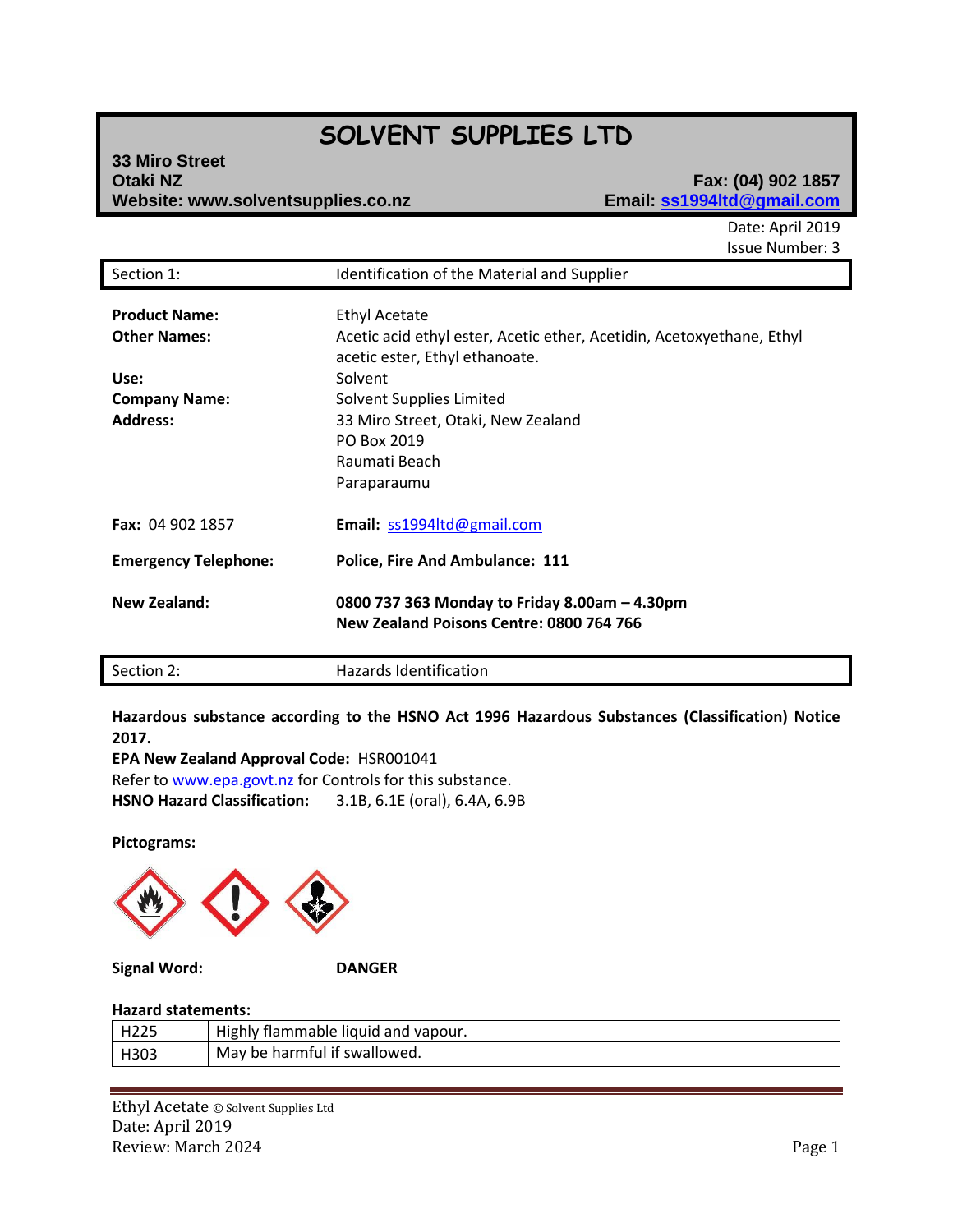# SOLVENT SUPPLIES LTD

**33 Miro Street**
**Otaki NZ**
**Website: www.solventsupplies.co.nz**

**Fax: (04) 902 1857**
**Email: ss1994ltd@gmail.com**

Date: April 2019
Issue Number: 3

## Section 1: Identification of the Material and Supplier

**Product Name:** Ethyl Acetate

**Other Names:** Acetic acid ethyl ester, Acetic ether, Acetidin, Acetoxyethane, Ethyl acetic ester, Ethyl ethanoate.

**Use:** Solvent

**Company Name:** Solvent Supplies Limited

**Address:** 33 Miro Street, Otaki, New Zealand
PO Box 2019
Raumati Beach
Paraparaumu

**Fax:** 04 902 1857

**Email:** ss1994ltd@gmail.com

**Emergency Telephone:** **Police, Fire And Ambulance: 111**

**New Zealand:** **0800 737 363 Monday to Friday 8.00am – 4.30pm**
**New Zealand Poisons Centre: 0800 764 766**

## Section 2: Hazards Identification

**Hazardous substance according to the HSNO Act 1996 Hazardous Substances (Classification) Notice 2017.**

**EPA New Zealand Approval Code:** HSR001041

Refer to www.epa.govt.nz for Controls for this substance.

**HSNO Hazard Classification:** 3.1B, 6.1E (oral), 6.4A, 6.9B

**Pictograms:**

**Signal Word:** **DANGER**

**Hazard statements:**

| | |
|---|---|
| H225 | Highly flammable liquid and vapour. |
| H303 | May be harmful if swallowed. |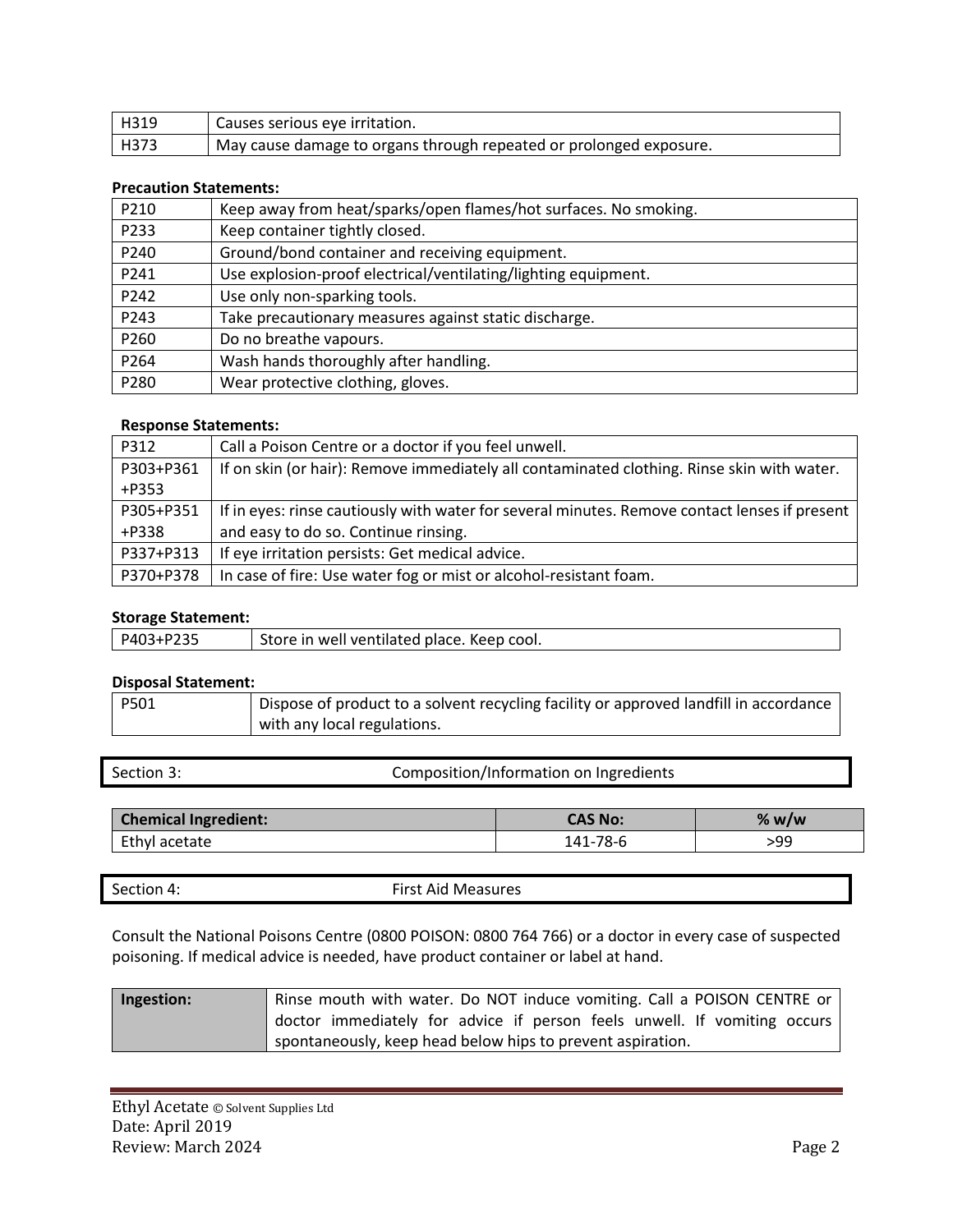| | |
|---|---|
| H319 | Causes serious eye irritation. |
| H373 | May cause damage to organs through repeated or prolonged exposure. |

**Precaution Statements:**

| | |
|---|---|
| P210 | Keep away from heat/sparks/open flames/hot surfaces. No smoking. |
| P233 | Keep container tightly closed. |
| P240 | Ground/bond container and receiving equipment. |
| P241 | Use explosion-proof electrical/ventilating/lighting equipment. |
| P242 | Use only non-sparking tools. |
| P243 | Take precautionary measures against static discharge. |
| P260 | Do no breathe vapours. |
| P264 | Wash hands thoroughly after handling. |
| P280 | Wear protective clothing, gloves. |

**Response Statements:**

| | |
|---|---|
| P312 | Call a Poison Centre or a doctor if you feel unwell. |
| P303+P361 +P353 | If on skin (or hair): Remove immediately all contaminated clothing. Rinse skin with water. |
| P305+P351 +P338 | If in eyes: rinse cautiously with water for several minutes. Remove contact lenses if present and easy to do so. Continue rinsing. |
| P337+P313 | If eye irritation persists: Get medical advice. |
| P370+P378 | In case of fire: Use water fog or mist or alcohol-resistant foam. |

**Storage Statement:**

| | |
|---|---|
| P403+P235 | Store in well ventilated place. Keep cool. |

**Disposal Statement:**

| | |
|---|---|
| P501 | Dispose of product to a solvent recycling facility or approved landfill in accordance with any local regulations. |

## Section 3: Composition/Information on Ingredients

| Chemical Ingredient: | CAS No: | % w/w |
|---|---|---|
| Ethyl acetate | 141-78-6 | >99 |

## Section 4: First Aid Measures

Consult the National Poisons Centre (0800 POISON: 0800 764 766) or a doctor in every case of suspected poisoning. If medical advice is needed, have product container or label at hand.

| | |
|---|---|
| **Ingestion:** | Rinse mouth with water. Do NOT induce vomiting. Call a POISON CENTRE or doctor immediately for advice if person feels unwell. If vomiting occurs spontaneously, keep head below hips to prevent aspiration. |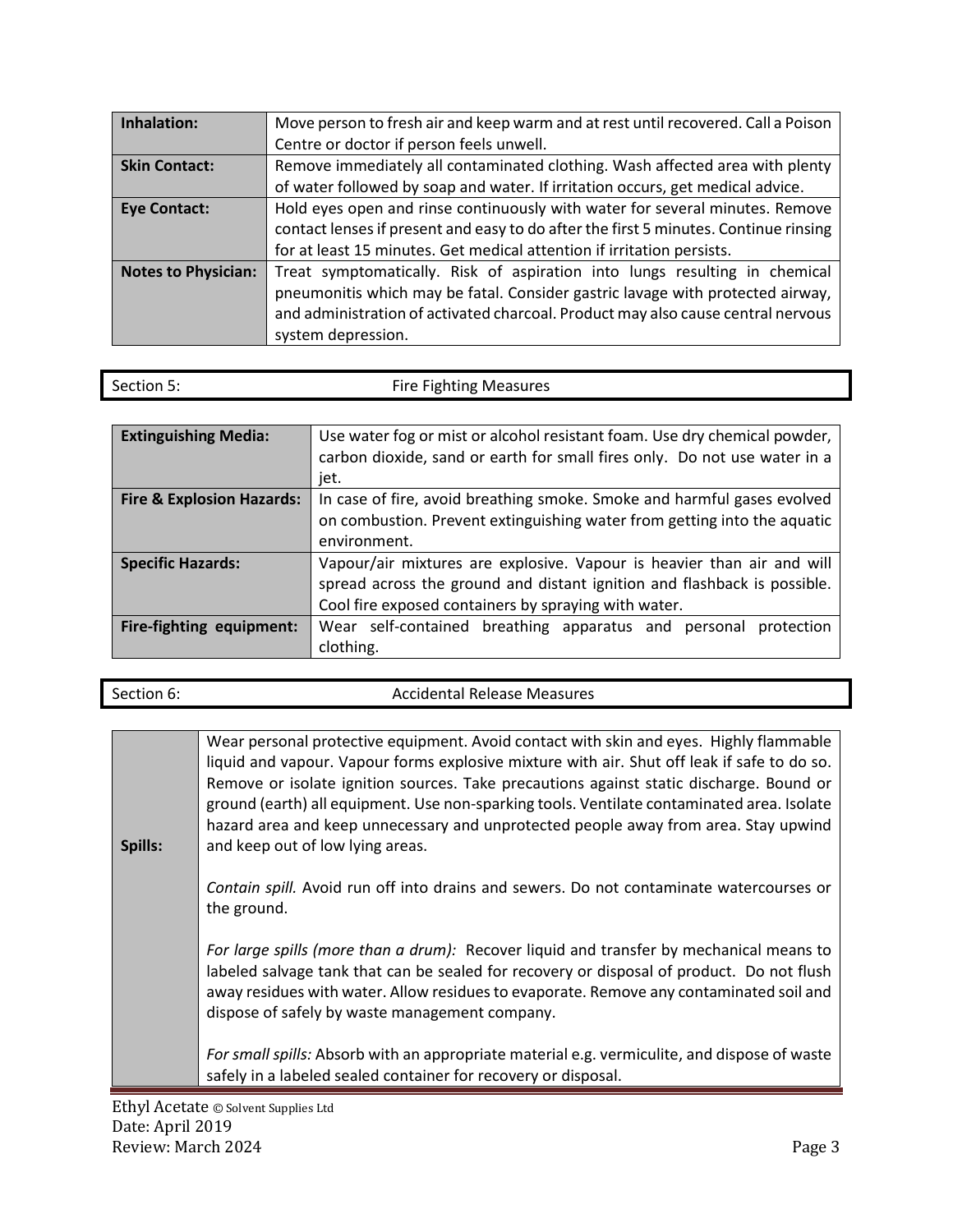| | |
|---|---|
| **Inhalation:** | Move person to fresh air and keep warm and at rest until recovered. Call a Poison Centre or doctor if person feels unwell. |
| **Skin Contact:** | Remove immediately all contaminated clothing. Wash affected area with plenty of water followed by soap and water. If irritation occurs, get medical advice. |
| **Eye Contact:** | Hold eyes open and rinse continuously with water for several minutes. Remove contact lenses if present and easy to do after the first 5 minutes. Continue rinsing for at least 15 minutes. Get medical attention if irritation persists. |
| **Notes to Physician:** | Treat symptomatically. Risk of aspiration into lungs resulting in chemical pneumonitis which may be fatal. Consider gastric lavage with protected airway, and administration of activated charcoal. Product may also cause central nervous system depression. |

## Section 5: Fire Fighting Measures

| | |
|---|---|
| **Extinguishing Media:** | Use water fog or mist or alcohol resistant foam. Use dry chemical powder, carbon dioxide, sand or earth for small fires only. Do not use water in a jet. |
| **Fire & Explosion Hazards:** | In case of fire, avoid breathing smoke. Smoke and harmful gases evolved on combustion. Prevent extinguishing water from getting into the aquatic environment. |
| **Specific Hazards:** | Vapour/air mixtures are explosive. Vapour is heavier than air and will spread across the ground and distant ignition and flashback is possible. Cool fire exposed containers by spraying with water. |
| **Fire-fighting equipment:** | Wear self-contained breathing apparatus and personal protection clothing. |

## Section 6: Accidental Release Measures

| | |
|---|---|
| **Spills:** | Wear personal protective equipment. Avoid contact with skin and eyes. Highly flammable liquid and vapour. Vapour forms explosive mixture with air. Shut off leak if safe to do so. Remove or isolate ignition sources. Take precautions against static discharge. Bound or ground (earth) all equipment. Use non-sparking tools. Ventilate contaminated area. Isolate hazard area and keep unnecessary and unprotected people away from area. Stay upwind and keep out of low lying areas.<br><br>*Contain spill.* Avoid run off into drains and sewers. Do not contaminate watercourses or the ground.<br><br>*For large spills (more than a drum):* Recover liquid and transfer by mechanical means to labeled salvage tank that can be sealed for recovery or disposal of product. Do not flush away residues with water. Allow residues to evaporate. Remove any contaminated soil and dispose of safely by waste management company.<br><br>*For small spills:* Absorb with an appropriate material e.g. vermiculite, and dispose of waste safely in a labeled sealed container for recovery or disposal. |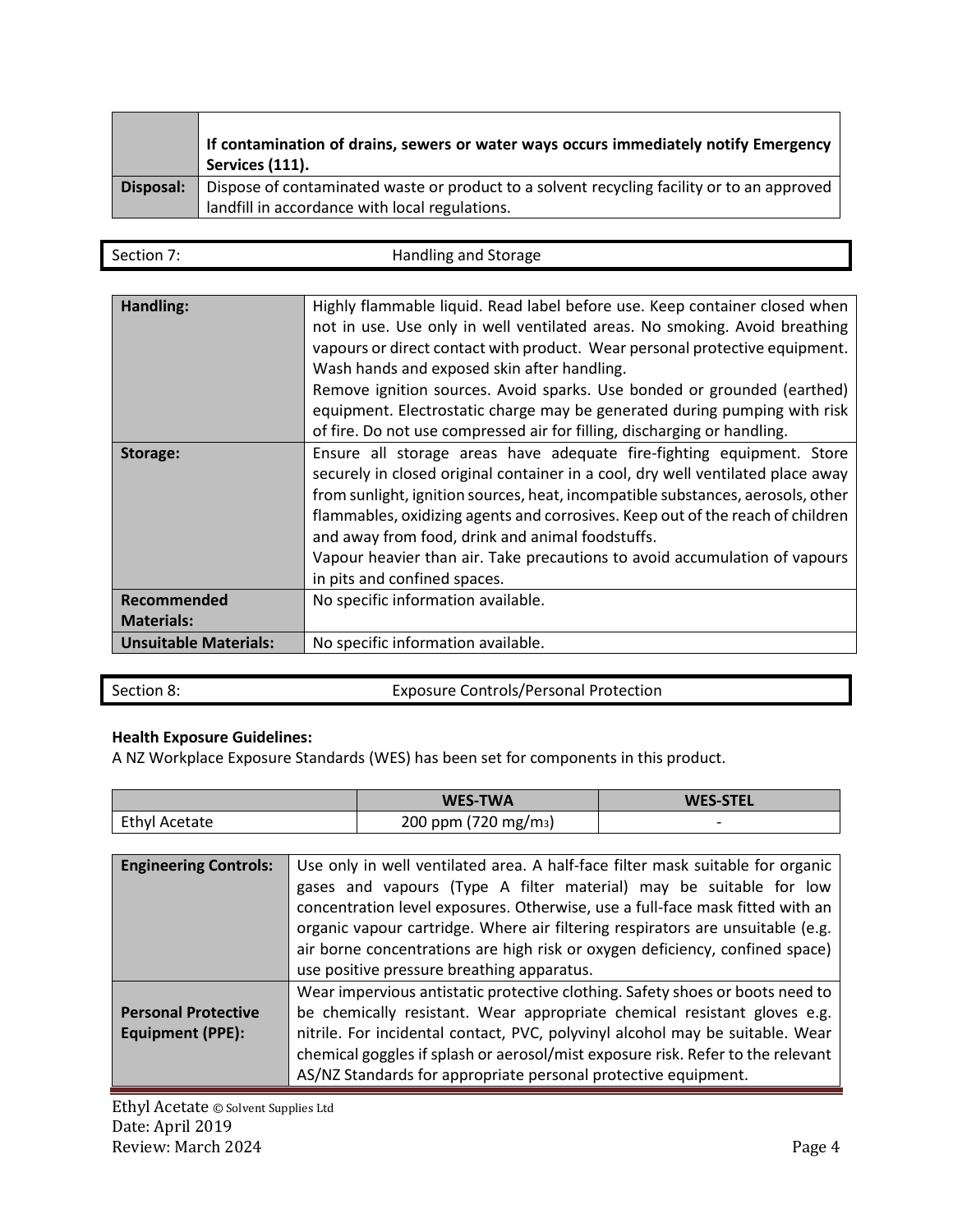| | |
|---|---|
| | **If contamination of drains, sewers or water ways occurs immediately notify Emergency Services (111).** |
| **Disposal:** | Dispose of contaminated waste or product to a solvent recycling facility or to an approved landfill in accordance with local regulations. |

## Section 7: Handling and Storage

| | |
|---|---|
| **Handling:** | Highly flammable liquid. Read label before use. Keep container closed when not in use. Use only in well ventilated areas. No smoking. Avoid breathing vapours or direct contact with product. Wear personal protective equipment. Wash hands and exposed skin after handling.<br>Remove ignition sources. Avoid sparks. Use bonded or grounded (earthed) equipment. Electrostatic charge may be generated during pumping with risk of fire. Do not use compressed air for filling, discharging or handling. |
| **Storage:** | Ensure all storage areas have adequate fire-fighting equipment. Store securely in closed original container in a cool, dry well ventilated place away from sunlight, ignition sources, heat, incompatible substances, aerosols, other flammables, oxidizing agents and corrosives. Keep out of the reach of children and away from food, drink and animal foodstuffs.<br>Vapour heavier than air. Take precautions to avoid accumulation of vapours in pits and confined spaces. |
| **Recommended Materials:** | No specific information available. |
| **Unsuitable Materials:** | No specific information available. |

## Section 8: Exposure Controls/Personal Protection

**Health Exposure Guidelines:**

A NZ Workplace Exposure Standards (WES) has been set for components in this product.

| | WES-TWA | WES-STEL |
|---|---|---|
| Ethyl Acetate | 200 ppm (720 mg/m$^3$) | - |

| | |
|---|---|
| **Engineering Controls:** | Use only in well ventilated area. A half-face filter mask suitable for organic gases and vapours (Type A filter material) may be suitable for low concentration level exposures. Otherwise, use a full-face mask fitted with an organic vapour cartridge. Where air filtering respirators are unsuitable (e.g. air borne concentrations are high risk or oxygen deficiency, confined space) use positive pressure breathing apparatus. |
| **Personal Protective Equipment (PPE):** | Wear impervious antistatic protective clothing. Safety shoes or boots need to be chemically resistant. Wear appropriate chemical resistant gloves e.g. nitrile. For incidental contact, PVC, polyvinyl alcohol may be suitable. Wear chemical goggles if splash or aerosol/mist exposure risk. Refer to the relevant AS/NZ Standards for appropriate personal protective equipment. |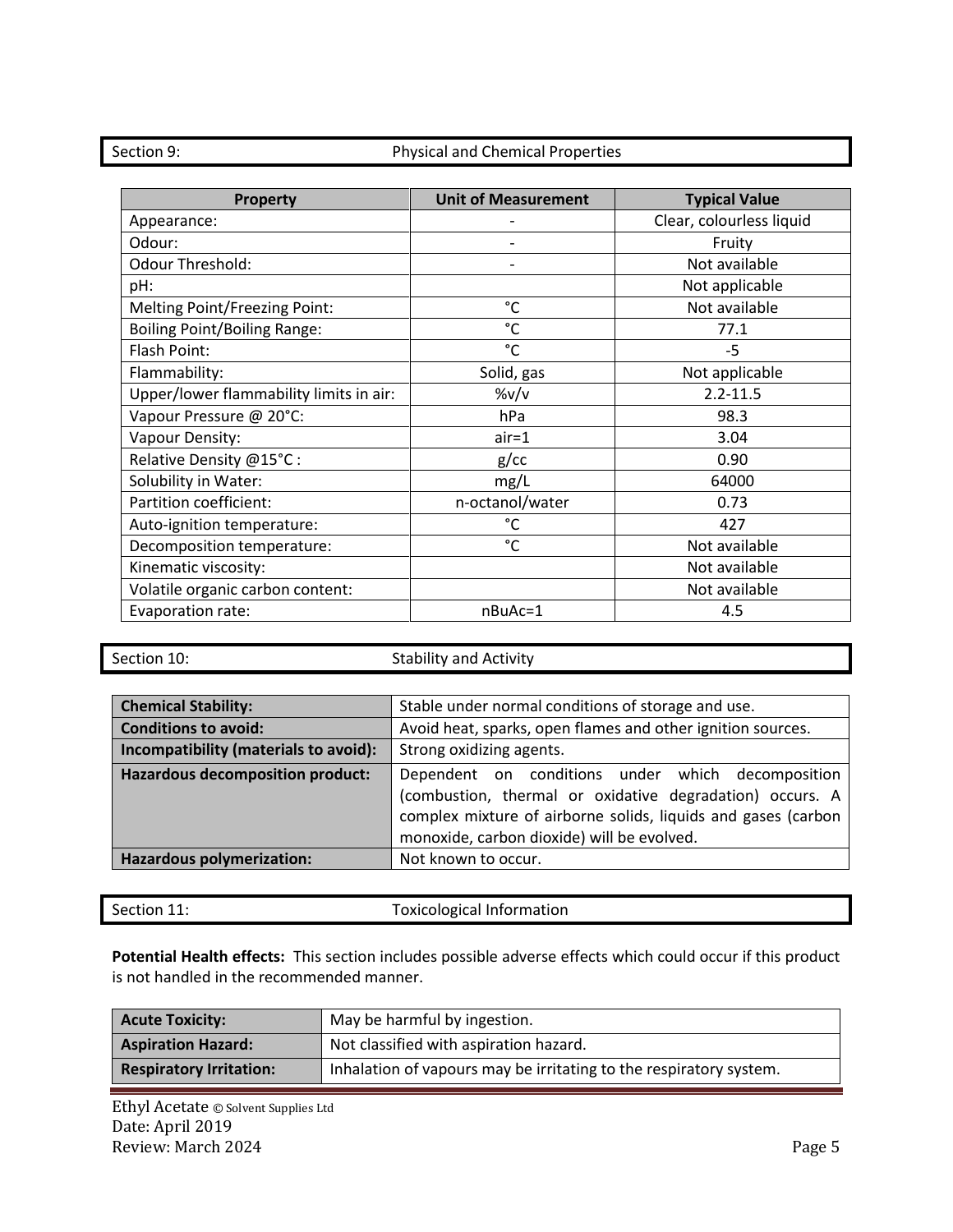## Section 9: Physical and Chemical Properties

| Property | Unit of Measurement | Typical Value |
|---|---|---|
| Appearance: | - | Clear, colourless liquid |
| Odour: | - | Fruity |
| Odour Threshold: | - | Not available |
| pH: | | Not applicable |
| Melting Point/Freezing Point: | °C | Not available |
| Boiling Point/Boiling Range: | °C | 77.1 |
| Flash Point: | °C | -5 |
| Flammability: | Solid, gas | Not applicable |
| Upper/lower flammability limits in air: | %v/v | 2.2-11.5 |
| Vapour Pressure @ 20°C: | hPa | 98.3 |
| Vapour Density: | air=1 | 3.04 |
| Relative Density @15°C : | g/cc | 0.90 |
| Solubility in Water: | mg/L | 64000 |
| Partition coefficient: | n-octanol/water | 0.73 |
| Auto-ignition temperature: | °C | 427 |
| Decomposition temperature: | °C | Not available |
| Kinematic viscosity: | | Not available |
| Volatile organic carbon content: | | Not available |
| Evaporation rate: | nBuAc=1 | 4.5 |

## Section 10: Stability and Activity

| | |
|---|---|
| **Chemical Stability:** | Stable under normal conditions of storage and use. |
| **Conditions to avoid:** | Avoid heat, sparks, open flames and other ignition sources. |
| **Incompatibility (materials to avoid):** | Strong oxidizing agents. |
| **Hazardous decomposition product:** | Dependent on conditions under which decomposition (combustion, thermal or oxidative degradation) occurs. A complex mixture of airborne solids, liquids and gases (carbon monoxide, carbon dioxide) will be evolved. |
| **Hazardous polymerization:** | Not known to occur. |

## Section 11: Toxicological Information

**Potential Health effects:** This section includes possible adverse effects which could occur if this product is not handled in the recommended manner.

| | |
|---|---|
| **Acute Toxicity:** | May be harmful by ingestion. |
| **Aspiration Hazard:** | Not classified with aspiration hazard. |
| **Respiratory Irritation:** | Inhalation of vapours may be irritating to the respiratory system. |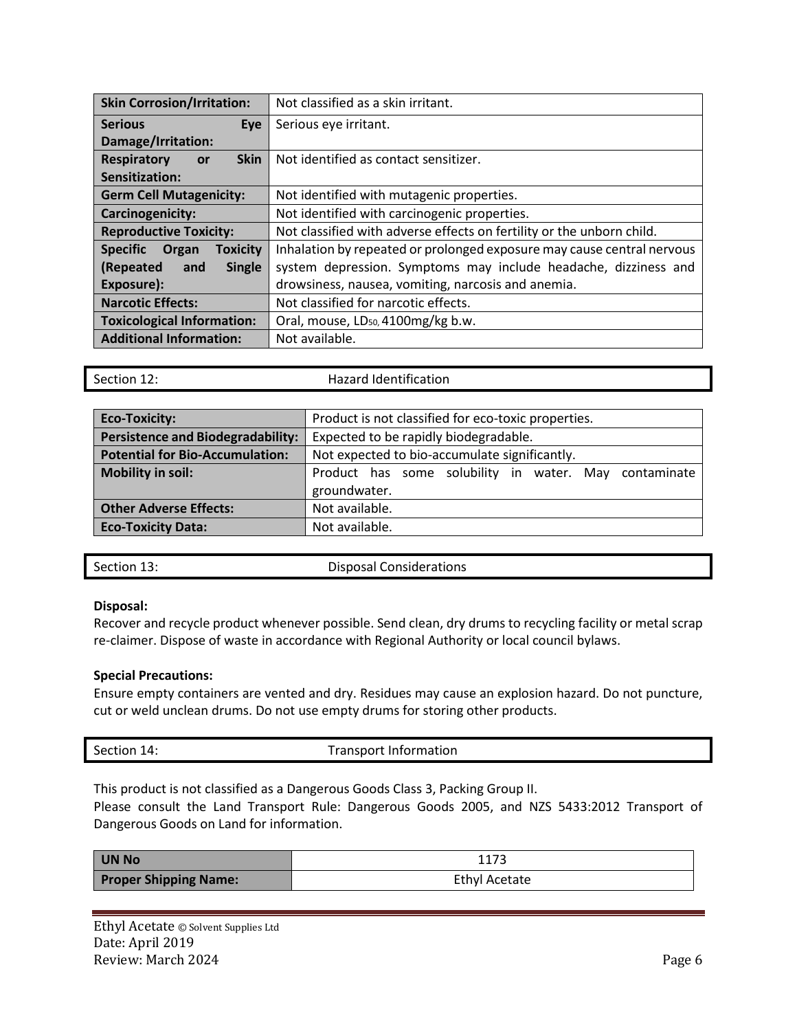| | |
|---|---|
| **Skin Corrosion/Irritation:** | Not classified as a skin irritant. |
| **Serious Eye Damage/Irritation:** | Serious eye irritant. |
| **Respiratory or Skin Sensitization:** | Not identified as contact sensitizer. |
| **Germ Cell Mutagenicity:** | Not identified with mutagenic properties. |
| **Carcinogenicity:** | Not identified with carcinogenic properties. |
| **Reproductive Toxicity:** | Not classified with adverse effects on fertility or the unborn child. |
| **Specific Organ Toxicity (Repeated and Single Exposure):** | Inhalation by repeated or prolonged exposure may cause central nervous system depression. Symptoms may include headache, dizziness and drowsiness, nausea, vomiting, narcosis and anemia. |
| **Narcotic Effects:** | Not classified for narcotic effects. |
| **Toxicological Information:** | Oral, mouse, $LD_{50}$, 4100mg/kg b.w. |
| **Additional Information:** | Not available. |

## Section 12: Hazard Identification

| | |
|---|---|
| **Eco-Toxicity:** | Product is not classified for eco-toxic properties. |
| **Persistence and Biodegradability:** | Expected to be rapidly biodegradable. |
| **Potential for Bio-Accumulation:** | Not expected to bio-accumulate significantly. |
| **Mobility in soil:** | Product has some solubility in water. May contaminate groundwater. |
| **Other Adverse Effects:** | Not available. |
| **Eco-Toxicity Data:** | Not available. |

## Section 13: Disposal Considerations

**Disposal:**

Recover and recycle product whenever possible. Send clean, dry drums to recycling facility or metal scrap re-claimer. Dispose of waste in accordance with Regional Authority or local council bylaws.

**Special Precautions:**

Ensure empty containers are vented and dry. Residues may cause an explosion hazard. Do not puncture, cut or weld unclean drums. Do not use empty drums for storing other products.

## Section 14: Transport Information

This product is not classified as a Dangerous Goods Class 3, Packing Group II.
Please consult the Land Transport Rule: Dangerous Goods 2005, and NZS 5433:2012 Transport of Dangerous Goods on Land for information.

| | |
|---|---|
| **UN No** | 1173 |
| **Proper Shipping Name:** | Ethyl Acetate |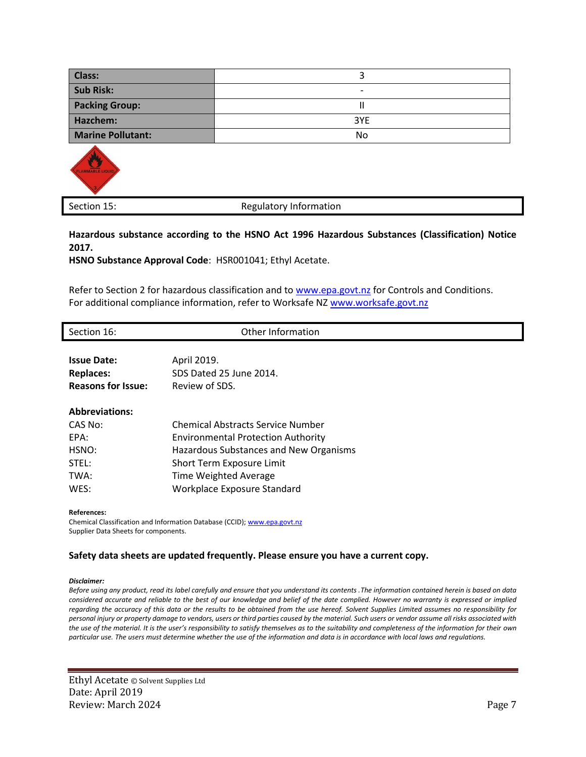| | |
|---|---|
| **Class:** | 3 |
| **Sub Risk:** | - |
| **Packing Group:** | II |
| **Hazchem:** | 3YE |
| **Marine Pollutant:** | No |

## Section 15: Regulatory Information

**Hazardous substance according to the HSNO Act 1996 Hazardous Substances (Classification) Notice 2017.**
**HSNO Substance Approval Code**: HSR001041; Ethyl Acetate.

Refer to Section 2 for hazardous classification and to www.epa.govt.nz for Controls and Conditions.
For additional compliance information, refer to Worksafe NZ www.worksafe.govt.nz

## Section 16: Other Information

**Issue Date:** April 2019.
**Replaces:** SDS Dated 25 June 2014.
**Reasons for Issue:** Review of SDS.

**Abbreviations:**

| | |
|---|---|
| CAS No: | Chemical Abstracts Service Number |
| EPA: | Environmental Protection Authority |
| HSNO: | Hazardous Substances and New Organisms |
| STEL: | Short Term Exposure Limit |
| TWA: | Time Weighted Average |
| WES: | Workplace Exposure Standard |

**References:**
Chemical Classification and Information Database (CCID); www.epa.govt.nz
Supplier Data Sheets for components.

**Safety data sheets are updated frequently. Please ensure you have a current copy.**

***Disclaimer:***
*Before using any product, read its label carefully and ensure that you understand its contents .The information contained herein is based on data considered accurate and reliable to the best of our knowledge and belief of the date complied. However no warranty is expressed or implied regarding the accuracy of this data or the results to be obtained from the use hereof. Solvent Supplies Limited assumes no responsibility for personal injury or property damage to vendors, users or third parties caused by the material. Such users or vendor assume all risks associated with the use of the material. It is the user's responsibility to satisfy themselves as to the suitability and completeness of the information for their own particular use. The users must determine whether the use of the information and data is in accordance with local laws and regulations.*

Ethyl Acetate © Solvent Supplies Ltd
Date: April 2019
Review: March 2024